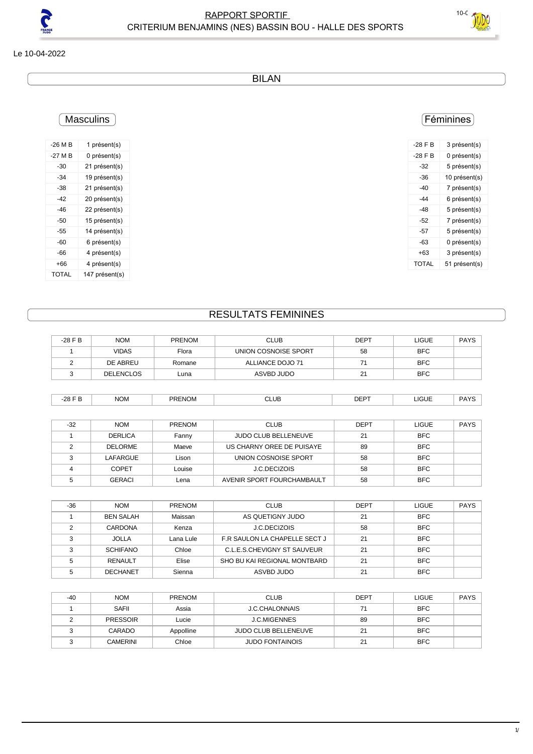# RAPPORT SPORTIF
## CRITERIUM BENJAMINS (NES) BASSIN BOU - HALLE DES SPORTS

Le 10-04-2022

## BILAN

### Masculins

| | |
|---|---|
| -26 M B | 1 présent(s) |
| -27 M B | 0 présent(s) |
| -30 | 21 présent(s) |
| -34 | 19 présent(s) |
| -38 | 21 présent(s) |
| -42 | 20 présent(s) |
| -46 | 22 présent(s) |
| -50 | 15 présent(s) |
| -55 | 14 présent(s) |
| -60 | 6 présent(s) |
| -66 | 4 présent(s) |
| +66 | 4 présent(s) |
| TOTAL | 147 présent(s) |

### Féminines

| | |
|---|---|
| -28 F B | 3 présent(s) |
| -28 F B | 0 présent(s) |
| -32 | 5 présent(s) |
| -36 | 10 présent(s) |
| -40 | 7 présent(s) |
| -44 | 6 présent(s) |
| -48 | 5 présent(s) |
| -52 | 7 présent(s) |
| -57 | 5 présent(s) |
| -63 | 0 présent(s) |
| +63 | 3 présent(s) |
| TOTAL | 51 présent(s) |

## RESULTATS FEMININES

| -28 F B | NOM | PRENOM | CLUB | DEPT | LIGUE | PAYS |
|---|---|---|---|---|---|---|
| 1 | VIDAS | Flora | UNION COSNOISE SPORT | 58 | BFC | |
| 2 | DE ABREU | Romane | ALLIANCE DOJO 71 | 71 | BFC | |
| 3 | DELENCLOS | Luna | ASVBD JUDO | 21 | BFC | |

| -28 F B | NOM | PRENOM | CLUB | DEPT | LIGUE | PAYS |
|---|---|---|---|---|---|---|

| -32 | NOM | PRENOM | CLUB | DEPT | LIGUE | PAYS |
|---|---|---|---|---|---|---|
| 1 | DERLICA | Fanny | JUDO CLUB BELLENEUVE | 21 | BFC | |
| 2 | DELORME | Maeve | US CHARNY OREE DE PUISAYE | 89 | BFC | |
| 3 | LAFARGUE | Lison | UNION COSNOISE SPORT | 58 | BFC | |
| 4 | COPET | Louise | J.C.DECIZOIS | 58 | BFC | |
| 5 | GERACI | Lena | AVENIR SPORT FOURCHAMBAULT | 58 | BFC | |

| -36 | NOM | PRENOM | CLUB | DEPT | LIGUE | PAYS |
|---|---|---|---|---|---|---|
| 1 | BEN SALAH | Maissan | AS QUETIGNY JUDO | 21 | BFC | |
| 2 | CARDONA | Kenza | J.C.DECIZOIS | 58 | BFC | |
| 3 | JOLLA | Lana Lule | F.R SAULON LA CHAPELLE SECT J | 21 | BFC | |
| 3 | SCHIFANO | Chloe | C.L.E.S.CHEVIGNY ST SAUVEUR | 21 | BFC | |
| 5 | RENAULT | Elise | SHO BU KAI REGIONAL MONTBARD | 21 | BFC | |
| 5 | DECHANET | Sienna | ASVBD JUDO | 21 | BFC | |

| -40 | NOM | PRENOM | CLUB | DEPT | LIGUE | PAYS |
|---|---|---|---|---|---|---|
| 1 | SAFII | Assia | J.C.CHALONNAIS | 71 | BFC | |
| 2 | PRESSOIR | Lucie | J.C.MIGENNES | 89 | BFC | |
| 3 | CARADO | Appolline | JUDO CLUB BELLENEUVE | 21 | BFC | |
| 3 | CAMERINI | Chloe | JUDO FONTAINOIS | 21 | BFC | |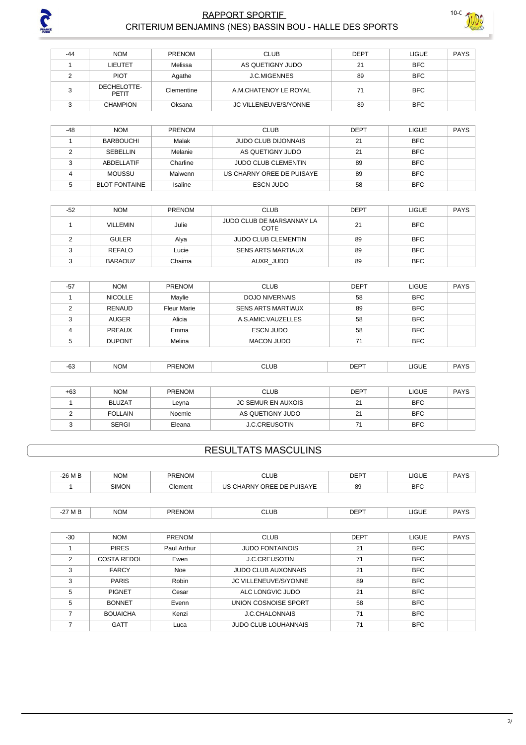| -44 | NOM | PRENOM | CLUB | DEPT | LIGUE | PAYS |
| --- | --- | --- | --- | --- | --- | --- |
| 1 | LIEUTET | Melissa | AS QUETIGNY JUDO | 21 | BFC | |
| 2 | PIOT | Agathe | J.C.MIGENNES | 89 | BFC | |
| 3 | DECHELOTTE-PETIT | Clementine | A.M.CHATENOY LE ROYAL | 71 | BFC | |
| 3 | CHAMPION | Oksana | JC VILLENEUVE/S/YONNE | 89 | BFC | |

| -48 | NOM | PRENOM | CLUB | DEPT | LIGUE | PAYS |
| --- | --- | --- | --- | --- | --- | --- |
| 1 | BARBOUCHI | Malak | JUDO CLUB DIJONNAIS | 21 | BFC | |
| 2 | SEBELLIN | Melanie | AS QUETIGNY JUDO | 21 | BFC | |
| 3 | ABDELLATIF | Charline | JUDO CLUB CLEMENTIN | 89 | BFC | |
| 4 | MOUSSU | Maiwenn | US CHARNY OREE DE PUISAYE | 89 | BFC | |
| 5 | BLOT FONTAINE | Isaline | ESCN JUDO | 58 | BFC | |

| -52 | NOM | PRENOM | CLUB | DEPT | LIGUE | PAYS |
| --- | --- | --- | --- | --- | --- | --- |
| 1 | VILLEMIN | Julie | JUDO CLUB DE MARSANNAY LA COTE | 21 | BFC | |
| 2 | GULER | Alya | JUDO CLUB CLEMENTIN | 89 | BFC | |
| 3 | REFALO | Lucie | SENS ARTS MARTIAUX | 89 | BFC | |
| 3 | BARAOUZ | Chaima | AUXR_JUDO | 89 | BFC | |

| -57 | NOM | PRENOM | CLUB | DEPT | LIGUE | PAYS |
| --- | --- | --- | --- | --- | --- | --- |
| 1 | NICOLLE | Maylie | DOJO NIVERNAIS | 58 | BFC | |
| 2 | RENAUD | Fleur Marie | SENS ARTS MARTIAUX | 89 | BFC | |
| 3 | AUGER | Alicia | A.S.AMIC.VAUZELLES | 58 | BFC | |
| 4 | PREAUX | Emma | ESCN JUDO | 58 | BFC | |
| 5 | DUPONT | Melina | MACON JUDO | 71 | BFC | |

| -63 | NOM | PRENOM | CLUB | DEPT | LIGUE | PAYS |
| --- | --- | --- | --- | --- | --- | --- |

| +63 | NOM | PRENOM | CLUB | DEPT | LIGUE | PAYS |
| --- | --- | --- | --- | --- | --- | --- |
| 1 | BLUZAT | Leyna | JC SEMUR EN AUXOIS | 21 | BFC | |
| 2 | FOLLAIN | Noemie | AS QUETIGNY JUDO | 21 | BFC | |
| 3 | SERGI | Eleana | J.C.CREUSOTIN | 71 | BFC | |

## RESULTATS MASCULINS

| -26 M B | NOM | PRENOM | CLUB | DEPT | LIGUE | PAYS |
| --- | --- | --- | --- | --- | --- | --- |
| 1 | SIMON | Clement | US CHARNY OREE DE PUISAYE | 89 | BFC | |

| -27 M B | NOM | PRENOM | CLUB | DEPT | LIGUE | PAYS |
| --- | --- | --- | --- | --- | --- | --- |

| -30 | NOM | PRENOM | CLUB | DEPT | LIGUE | PAYS |
| --- | --- | --- | --- | --- | --- | --- |
| 1 | PIRES | Paul Arthur | JUDO FONTAINOIS | 21 | BFC | |
| 2 | COSTA REDOL | Ewen | J.C.CREUSOTIN | 71 | BFC | |
| 3 | FARCY | Noe | JUDO CLUB AUXONNAIS | 21 | BFC | |
| 3 | PARIS | Robin | JC VILLENEUVE/S/YONNE | 89 | BFC | |
| 5 | PIGNET | Cesar | ALC LONGVIC JUDO | 21 | BFC | |
| 5 | BONNET | Evenn | UNION COSNOISE SPORT | 58 | BFC | |
| 7 | BOUAICHA | Kenzi | J.C.CHALONNAIS | 71 | BFC | |
| 7 | GATT | Luca | JUDO CLUB LOUHANNAIS | 71 | BFC | |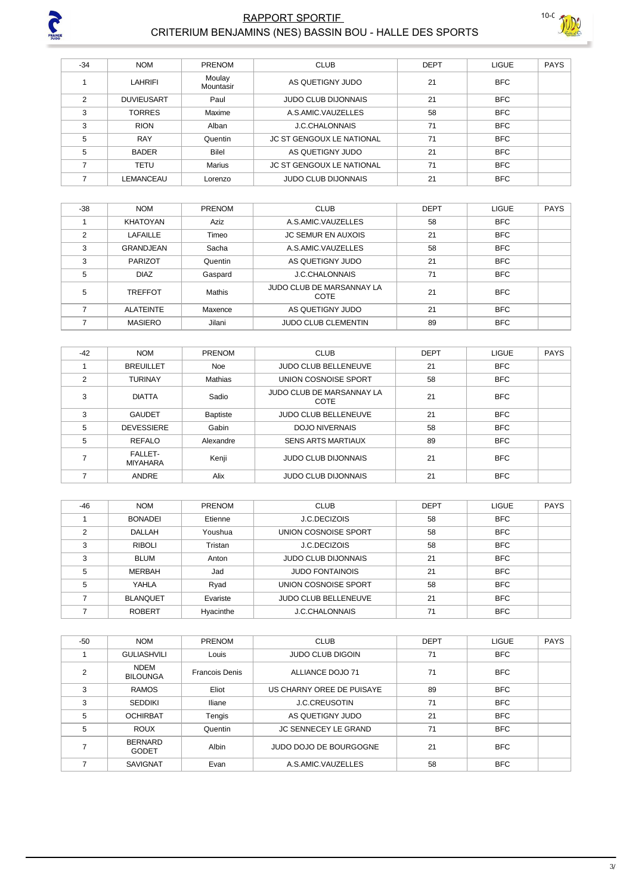# RAPPORT SPORTIF

## CRITERIUM BENJAMINS (NES) BASSIN BOU - HALLE DES SPORTS

| -34 | NOM | PRENOM | CLUB | DEPT | LIGUE | PAYS |
|---|---|---|---|---|---|---|
| 1 | LAHRIFI | Moulay Mountasir | AS QUETIGNY JUDO | 21 | BFC | |
| 2 | DUVIEUSART | Paul | JUDO CLUB DIJONNAIS | 21 | BFC | |
| 3 | TORRES | Maxime | A.S.AMIC.VAUZELLES | 58 | BFC | |
| 3 | RION | Alban | J.C.CHALONNAIS | 71 | BFC | |
| 5 | RAY | Quentin | JC ST GENGOUX LE NATIONAL | 71 | BFC | |
| 5 | BADER | Bilel | AS QUETIGNY JUDO | 21 | BFC | |
| 7 | TETU | Marius | JC ST GENGOUX LE NATIONAL | 71 | BFC | |
| 7 | LEMANCEAU | Lorenzo | JUDO CLUB DIJONNAIS | 21 | BFC | |

| -38 | NOM | PRENOM | CLUB | DEPT | LIGUE | PAYS |
|---|---|---|---|---|---|---|
| 1 | KHATOYAN | Aziz | A.S.AMIC.VAUZELLES | 58 | BFC | |
| 2 | LAFAILLE | Timeo | JC SEMUR EN AUXOIS | 21 | BFC | |
| 3 | GRANDJEAN | Sacha | A.S.AMIC.VAUZELLES | 58 | BFC | |
| 3 | PARIZOT | Quentin | AS QUETIGNY JUDO | 21 | BFC | |
| 5 | DIAZ | Gaspard | J.C.CHALONNAIS | 71 | BFC | |
| 5 | TREFFOT | Mathis | JUDO CLUB DE MARSANNAY LA COTE | 21 | BFC | |
| 7 | ALATEINTE | Maxence | AS QUETIGNY JUDO | 21 | BFC | |
| 7 | MASIERO | Jilani | JUDO CLUB CLEMENTIN | 89 | BFC | |

| -42 | NOM | PRENOM | CLUB | DEPT | LIGUE | PAYS |
|---|---|---|---|---|---|---|
| 1 | BREUILLET | Noe | JUDO CLUB BELLENEUVE | 21 | BFC | |
| 2 | TURINAY | Mathias | UNION COSNOISE SPORT | 58 | BFC | |
| 3 | DIATTA | Sadio | JUDO CLUB DE MARSANNAY LA COTE | 21 | BFC | |
| 3 | GAUDET | Baptiste | JUDO CLUB BELLENEUVE | 21 | BFC | |
| 5 | DEVESSIERE | Gabin | DOJO NIVERNAIS | 58 | BFC | |
| 5 | REFALO | Alexandre | SENS ARTS MARTIAUX | 89 | BFC | |
| 7 | FALLET-MIYAHARA | Kenji | JUDO CLUB DIJONNAIS | 21 | BFC | |
| 7 | ANDRE | Alix | JUDO CLUB DIJONNAIS | 21 | BFC | |

| -46 | NOM | PRENOM | CLUB | DEPT | LIGUE | PAYS |
|---|---|---|---|---|---|---|
| 1 | BONADEI | Etienne | J.C.DECIZOIS | 58 | BFC | |
| 2 | DALLAH | Youshua | UNION COSNOISE SPORT | 58 | BFC | |
| 3 | RIBOLI | Tristan | J.C.DECIZOIS | 58 | BFC | |
| 3 | BLUM | Anton | JUDO CLUB DIJONNAIS | 21 | BFC | |
| 5 | MERBAH | Jad | JUDO FONTAINOIS | 21 | BFC | |
| 5 | YAHLA | Ryad | UNION COSNOISE SPORT | 58 | BFC | |
| 7 | BLANQUET | Evariste | JUDO CLUB BELLENEUVE | 21 | BFC | |
| 7 | ROBERT | Hyacinthe | J.C.CHALONNAIS | 71 | BFC | |

| -50 | NOM | PRENOM | CLUB | DEPT | LIGUE | PAYS |
|---|---|---|---|---|---|---|
| 1 | GULIASHVILI | Louis | JUDO CLUB DIGOIN | 71 | BFC | |
| 2 | NDEM BILOUNGA | Francois Denis | ALLIANCE DOJO 71 | 71 | BFC | |
| 3 | RAMOS | Eliot | US CHARNY OREE DE PUISAYE | 89 | BFC | |
| 3 | SEDDIKI | Iliane | J.C.CREUSOTIN | 71 | BFC | |
| 5 | OCHIRBAT | Tengis | AS QUETIGNY JUDO | 21 | BFC | |
| 5 | ROUX | Quentin | JC SENNECEY LE GRAND | 71 | BFC | |
| 7 | BERNARD GODET | Albin | JUDO DOJO DE BOURGOGNE | 21 | BFC | |
| 7 | SAVIGNAT | Evan | A.S.AMIC.VAUZELLES | 58 | BFC | |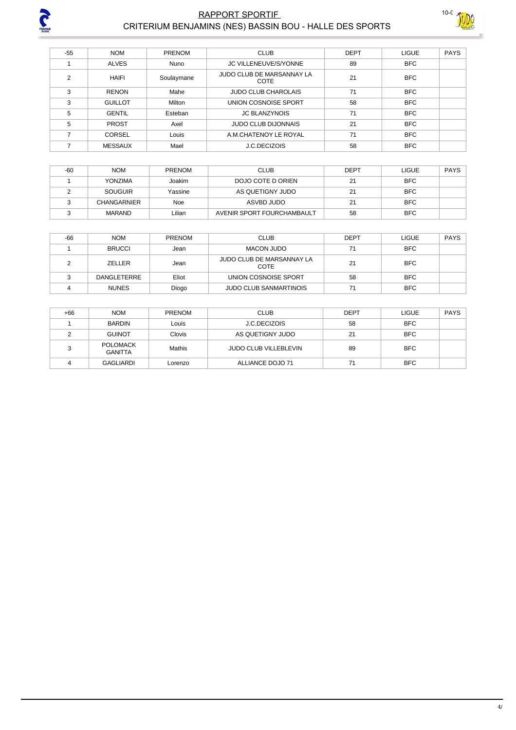# RAPPORT SPORTIF

## CRITERIUM BENJAMINS (NES) BASSIN BOU - HALLE DES SPORTS

| -55 | NOM | PRENOM | CLUB | DEPT | LIGUE | PAYS |
|---|---|---|---|---|---|---|
| 1 | ALVES | Nuno | JC VILLENEUVE/S/YONNE | 89 | BFC | |
| 2 | HAIFI | Soulaymane | JUDO CLUB DE MARSANNAY LA COTE | 21 | BFC | |
| 3 | RENON | Mahe | JUDO CLUB CHAROLAIS | 71 | BFC | |
| 3 | GUILLOT | Milton | UNION COSNOISE SPORT | 58 | BFC | |
| 5 | GENTIL | Esteban | JC BLANZYNOIS | 71 | BFC | |
| 5 | PROST | Axel | JUDO CLUB DIJONNAIS | 21 | BFC | |
| 7 | CORSEL | Louis | A.M.CHATENOY LE ROYAL | 71 | BFC | |
| 7 | MESSAUX | Mael | J.C.DECIZOIS | 58 | BFC | |

| -60 | NOM | PRENOM | CLUB | DEPT | LIGUE | PAYS |
|---|---|---|---|---|---|---|
| 1 | YONZIMA | Joakim | DOJO COTE D ORIEN | 21 | BFC | |
| 2 | SOUGUIR | Yassine | AS QUETIGNY JUDO | 21 | BFC | |
| 3 | CHANGARNIER | Noe | ASVBD JUDO | 21 | BFC | |
| 3 | MARAND | Lilian | AVENIR SPORT FOURCHAMBAULT | 58 | BFC | |

| -66 | NOM | PRENOM | CLUB | DEPT | LIGUE | PAYS |
|---|---|---|---|---|---|---|
| 1 | BRUCCI | Jean | MACON JUDO | 71 | BFC | |
| 2 | ZELLER | Jean | JUDO CLUB DE MARSANNAY LA COTE | 21 | BFC | |
| 3 | DANGLETERRE | Eliot | UNION COSNOISE SPORT | 58 | BFC | |
| 4 | NUNES | Diogo | JUDO CLUB SANMARTINOIS | 71 | BFC | |

| +66 | NOM | PRENOM | CLUB | DEPT | LIGUE | PAYS |
|---|---|---|---|---|---|---|
| 1 | BARDIN | Louis | J.C.DECIZOIS | 58 | BFC | |
| 2 | GUINOT | Clovis | AS QUETIGNY JUDO | 21 | BFC | |
| 3 | POLOMACK GANITTA | Mathis | JUDO CLUB VILLEBLEVIN | 89 | BFC | |
| 4 | GAGLIARDI | Lorenzo | ALLIANCE DOJO 71 | 71 | BFC | |